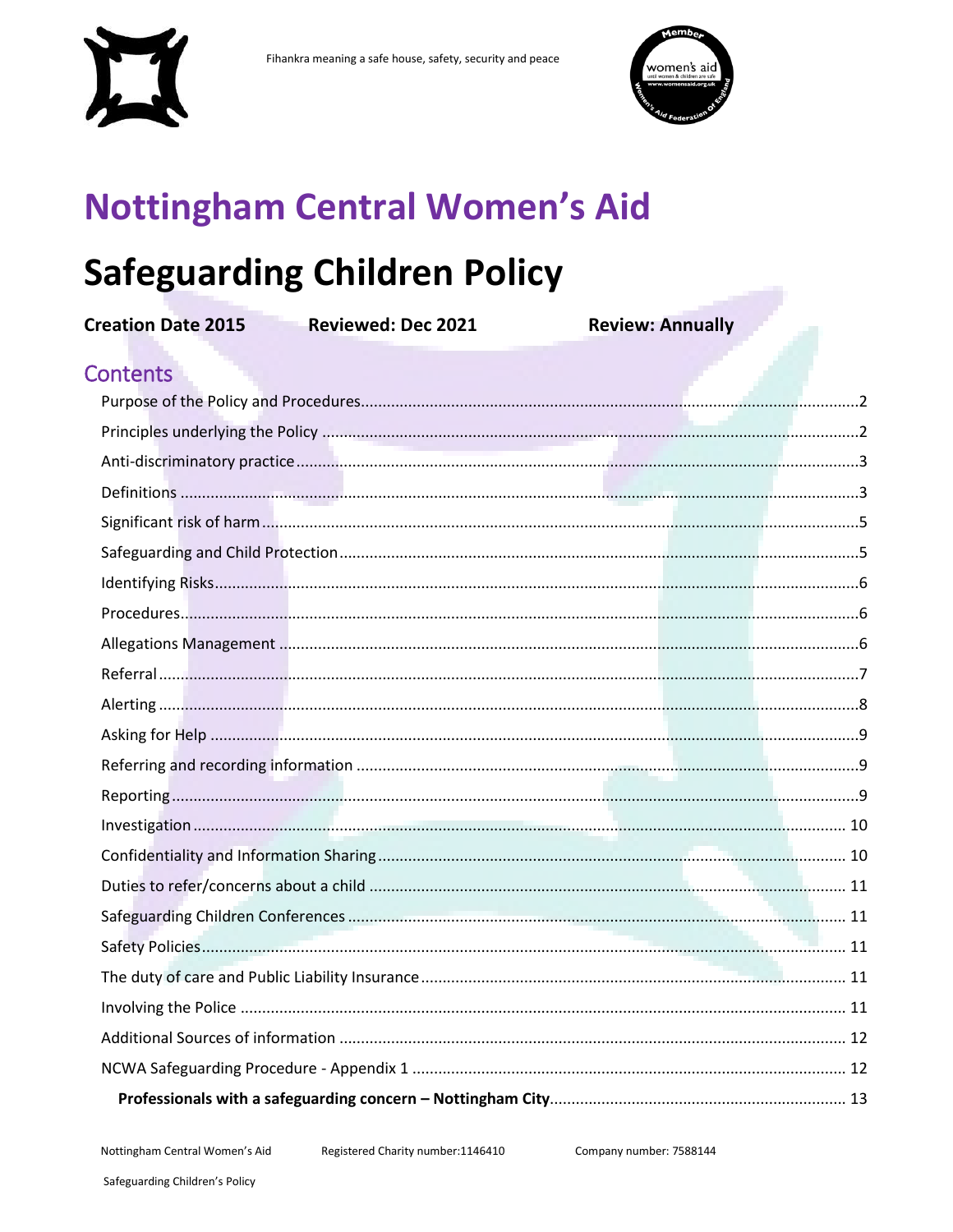Fihankra meaning a safe house, safety, security and peace

# Nottingham Central Women's Aid

# Safeguarding Children Policy

**Creation Date 2015** **Reviewed: Dec 2021** **Review: Annually**

## Contents

- Purpose of the Policy and Procedures .......... 2
- Principles underlying the Policy .......... 2
- Anti-discriminatory practice .......... 3
- Definitions .......... 3
- Significant risk of harm .......... 5
- Safeguarding and Child Protection .......... 5
- Identifying Risks .......... 6
- Procedures .......... 6
- Allegations Management .......... 6
- Referral .......... 7
- Alerting .......... 8
- Asking for Help .......... 9
- Referring and recording information .......... 9
- Reporting .......... 9
- Investigation .......... 10
- Confidentiality and Information Sharing .......... 10
- Duties to refer/concerns about a child .......... 11
- Safeguarding Children Conferences .......... 11
- Safety Policies .......... 11
- The duty of care and Public Liability Insurance .......... 11
- Involving the Police .......... 11
- Additional Sources of information .......... 12
- NCWA Safeguarding Procedure - Appendix 1 .......... 12
  - **Professionals with a safeguarding concern – Nottingham City** .......... 13

Nottingham Central Women's Aid Registered Charity number:1146410 Company number: 7588144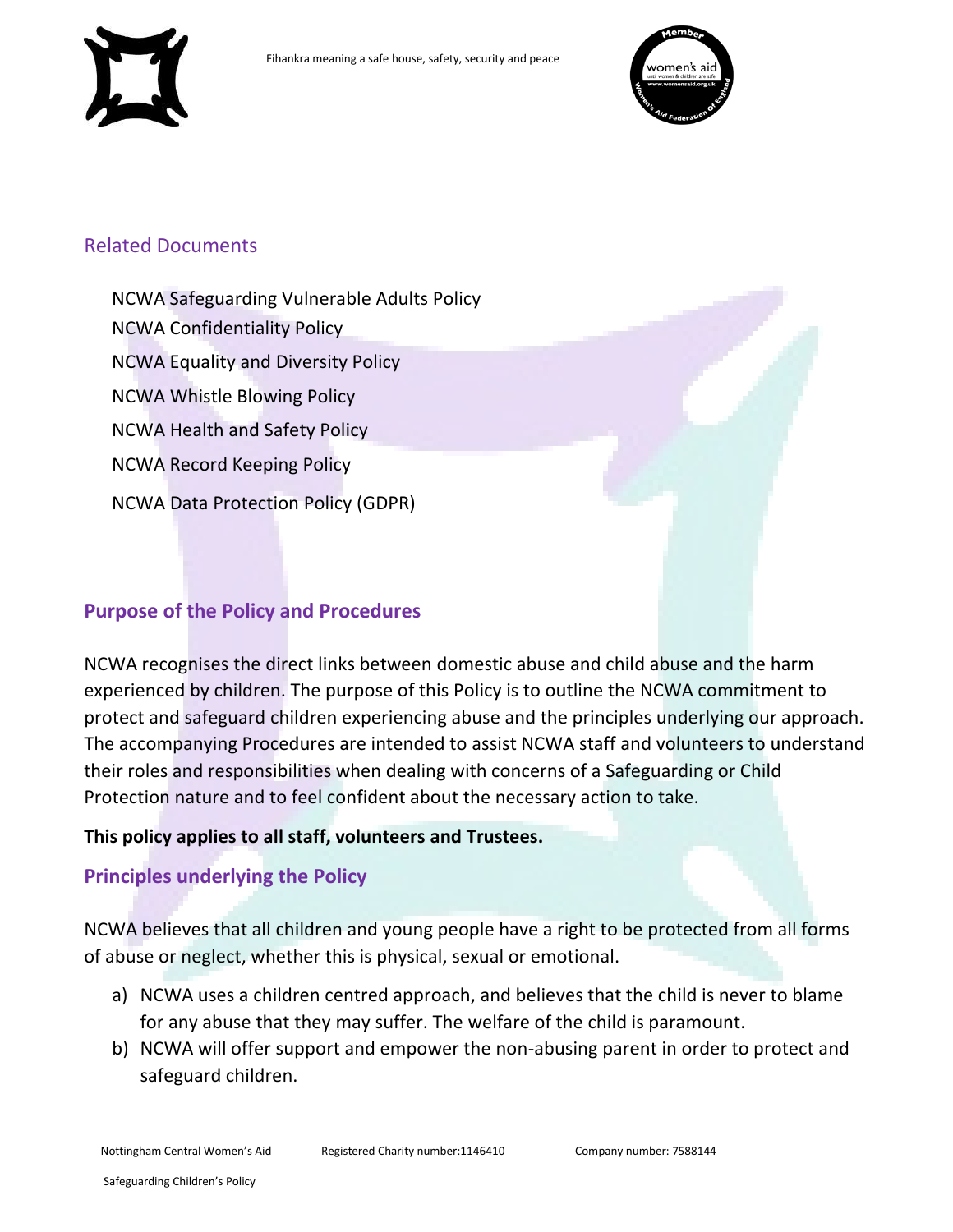## Related Documents

NCWA Safeguarding Vulnerable Adults Policy

NCWA Confidentiality Policy

NCWA Equality and Diversity Policy

NCWA Whistle Blowing Policy

NCWA Health and Safety Policy

NCWA Record Keeping Policy

NCWA Data Protection Policy (GDPR)

## Purpose of the Policy and Procedures

NCWA recognises the direct links between domestic abuse and child abuse and the harm experienced by children. The purpose of this Policy is to outline the NCWA commitment to protect and safeguard children experiencing abuse and the principles underlying our approach. The accompanying Procedures are intended to assist NCWA staff and volunteers to understand their roles and responsibilities when dealing with concerns of a Safeguarding or Child Protection nature and to feel confident about the necessary action to take.

**This policy applies to all staff, volunteers and Trustees.**

## Principles underlying the Policy

NCWA believes that all children and young people have a right to be protected from all forms of abuse or neglect, whether this is physical, sexual or emotional.

a) NCWA uses a children centred approach, and believes that the child is never to blame for any abuse that they may suffer. The welfare of the child is paramount.
b) NCWA will offer support and empower the non-abusing parent in order to protect and safeguard children.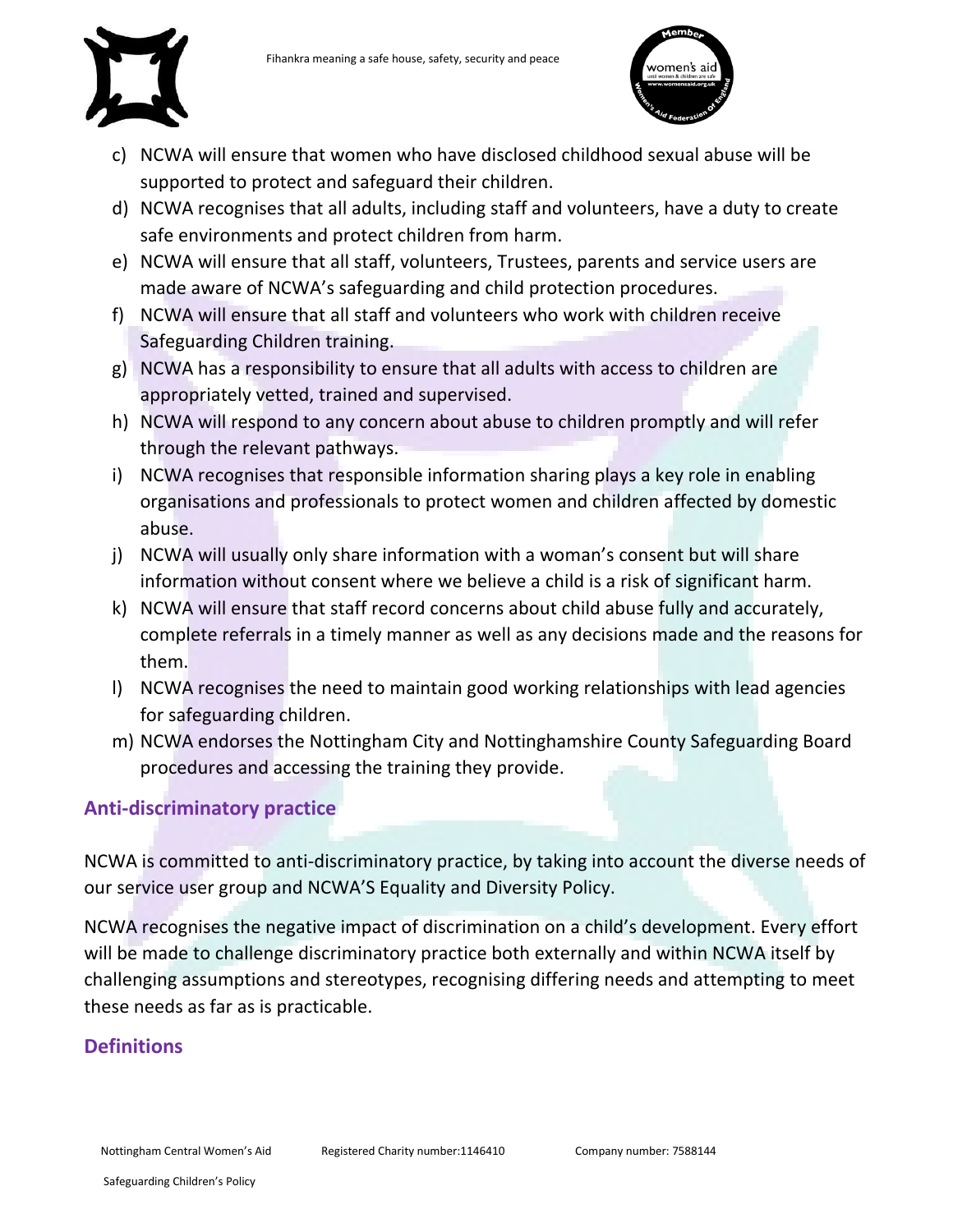c) NCWA will ensure that women who have disclosed childhood sexual abuse will be supported to protect and safeguard their children.
d) NCWA recognises that all adults, including staff and volunteers, have a duty to create safe environments and protect children from harm.
e) NCWA will ensure that all staff, volunteers, Trustees, parents and service users are made aware of NCWA's safeguarding and child protection procedures.
f) NCWA will ensure that all staff and volunteers who work with children receive Safeguarding Children training.
g) NCWA has a responsibility to ensure that all adults with access to children are appropriately vetted, trained and supervised.
h) NCWA will respond to any concern about abuse to children promptly and will refer through the relevant pathways.
i) NCWA recognises that responsible information sharing plays a key role in enabling organisations and professionals to protect women and children affected by domestic abuse.
j) NCWA will usually only share information with a woman's consent but will share information without consent where we believe a child is a risk of significant harm.
k) NCWA will ensure that staff record concerns about child abuse fully and accurately, complete referrals in a timely manner as well as any decisions made and the reasons for them.
l) NCWA recognises the need to maintain good working relationships with lead agencies for safeguarding children.
m) NCWA endorses the Nottingham City and Nottinghamshire County Safeguarding Board procedures and accessing the training they provide.

## Anti-discriminatory practice

NCWA is committed to anti-discriminatory practice, by taking into account the diverse needs of our service user group and NCWA'S Equality and Diversity Policy.

NCWA recognises the negative impact of discrimination on a child's development. Every effort will be made to challenge discriminatory practice both externally and within NCWA itself by challenging assumptions and stereotypes, recognising differing needs and attempting to meet these needs as far as is practicable.

## Definitions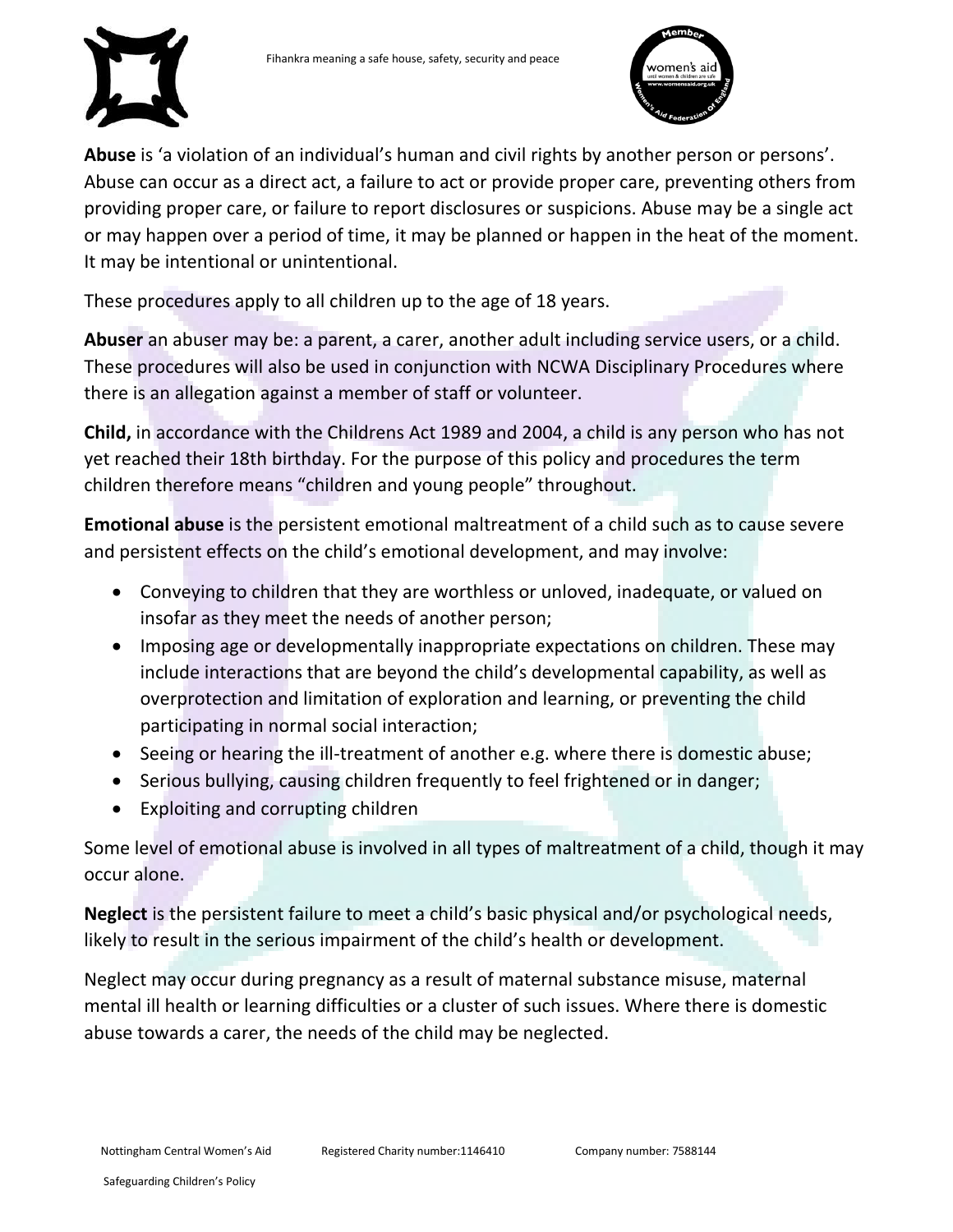**Abuse** is 'a violation of an individual's human and civil rights by another person or persons'. Abuse can occur as a direct act, a failure to act or provide proper care, preventing others from providing proper care, or failure to report disclosures or suspicions. Abuse may be a single act or may happen over a period of time, it may be planned or happen in the heat of the moment. It may be intentional or unintentional.

These procedures apply to all children up to the age of 18 years.

**Abuser** an abuser may be: a parent, a carer, another adult including service users, or a child. These procedures will also be used in conjunction with NCWA Disciplinary Procedures where there is an allegation against a member of staff or volunteer.

**Child,** in accordance with the Childrens Act 1989 and 2004, a child is any person who has not yet reached their 18th birthday. For the purpose of this policy and procedures the term children therefore means "children and young people" throughout.

**Emotional abuse** is the persistent emotional maltreatment of a child such as to cause severe and persistent effects on the child's emotional development, and may involve:

- Conveying to children that they are worthless or unloved, inadequate, or valued on insofar as they meet the needs of another person;
- Imposing age or developmentally inappropriate expectations on children. These may include interactions that are beyond the child's developmental capability, as well as overprotection and limitation of exploration and learning, or preventing the child participating in normal social interaction;
- Seeing or hearing the ill-treatment of another e.g. where there is domestic abuse;
- Serious bullying, causing children frequently to feel frightened or in danger;
- Exploiting and corrupting children

Some level of emotional abuse is involved in all types of maltreatment of a child, though it may occur alone.

**Neglect** is the persistent failure to meet a child's basic physical and/or psychological needs, likely to result in the serious impairment of the child's health or development.

Neglect may occur during pregnancy as a result of maternal substance misuse, maternal mental ill health or learning difficulties or a cluster of such issues. Where there is domestic abuse towards a carer, the needs of the child may be neglected.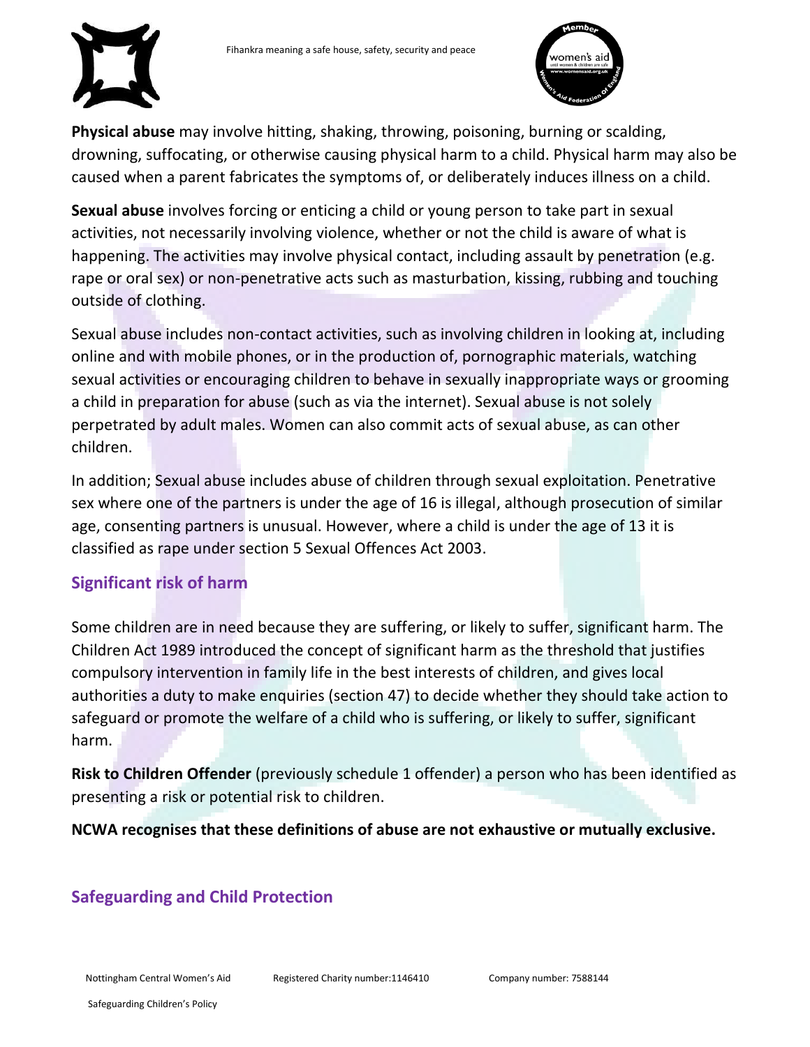**Physical abuse** may involve hitting, shaking, throwing, poisoning, burning or scalding, drowning, suffocating, or otherwise causing physical harm to a child. Physical harm may also be caused when a parent fabricates the symptoms of, or deliberately induces illness on a child.

**Sexual abuse** involves forcing or enticing a child or young person to take part in sexual activities, not necessarily involving violence, whether or not the child is aware of what is happening. The activities may involve physical contact, including assault by penetration (e.g. rape or oral sex) or non-penetrative acts such as masturbation, kissing, rubbing and touching outside of clothing.

Sexual abuse includes non-contact activities, such as involving children in looking at, including online and with mobile phones, or in the production of, pornographic materials, watching sexual activities or encouraging children to behave in sexually inappropriate ways or grooming a child in preparation for abuse (such as via the internet). Sexual abuse is not solely perpetrated by adult males. Women can also commit acts of sexual abuse, as can other children.

In addition; Sexual abuse includes abuse of children through sexual exploitation. Penetrative sex where one of the partners is under the age of 16 is illegal, although prosecution of similar age, consenting partners is unusual. However, where a child is under the age of 13 it is classified as rape under section 5 Sexual Offences Act 2003.

## Significant risk of harm

Some children are in need because they are suffering, or likely to suffer, significant harm. The Children Act 1989 introduced the concept of significant harm as the threshold that justifies compulsory intervention in family life in the best interests of children, and gives local authorities a duty to make enquiries (section 47) to decide whether they should take action to safeguard or promote the welfare of a child who is suffering, or likely to suffer, significant harm.

**Risk to Children Offender** (previously schedule 1 offender) a person who has been identified as presenting a risk or potential risk to children.

**NCWA recognises that these definitions of abuse are not exhaustive or mutually exclusive.**

## Safeguarding and Child Protection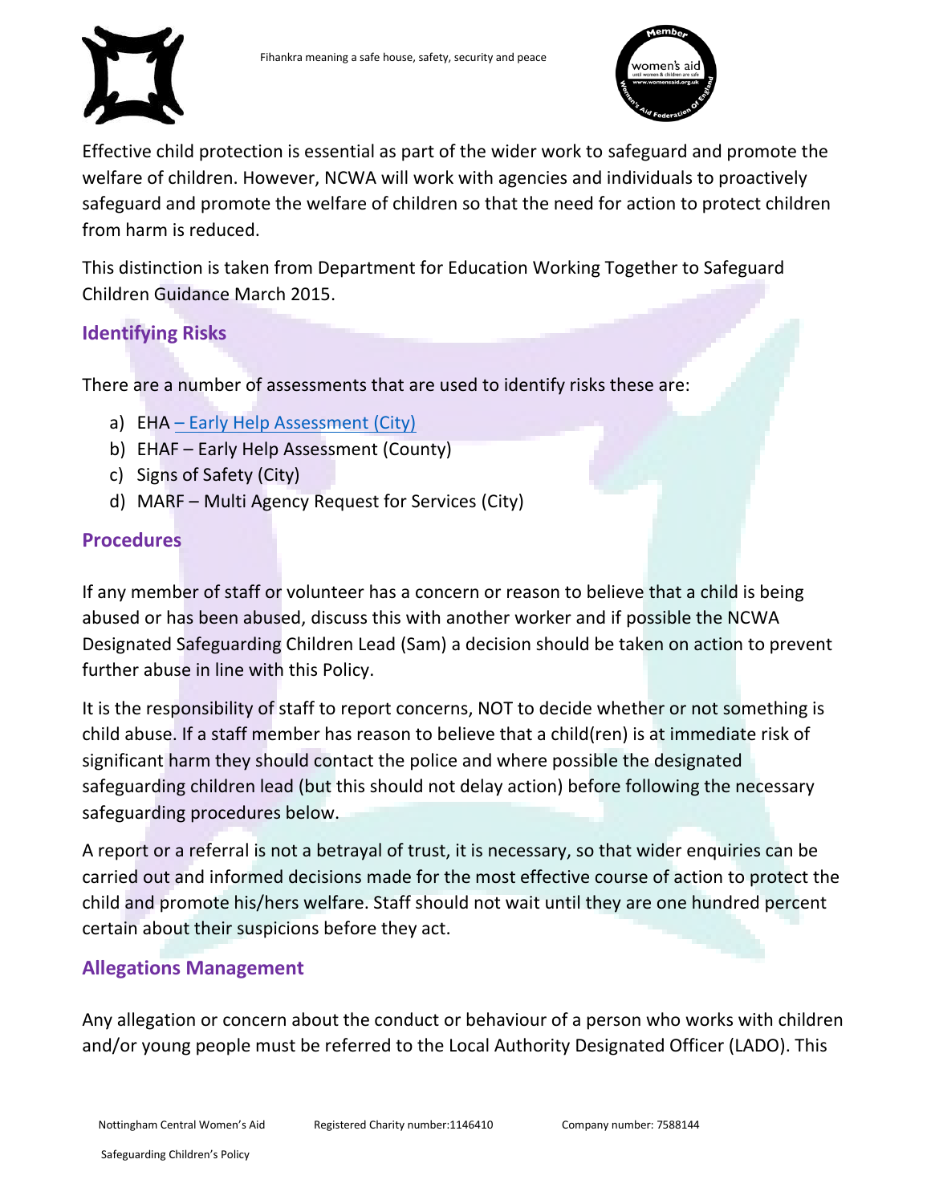Effective child protection is essential as part of the wider work to safeguard and promote the welfare of children. However, NCWA will work with agencies and individuals to proactively safeguard and promote the welfare of children so that the need for action to protect children from harm is reduced.

This distinction is taken from Department for Education Working Together to Safeguard Children Guidance March 2015.

## Identifying Risks

There are a number of assessments that are used to identify risks these are:

a) EHA – Early Help Assessment (City)
b) EHAF – Early Help Assessment (County)
c) Signs of Safety (City)
d) MARF – Multi Agency Request for Services (City)

## Procedures

If any member of staff or volunteer has a concern or reason to believe that a child is being abused or has been abused, discuss this with another worker and if possible the NCWA Designated Safeguarding Children Lead (Sam) a decision should be taken on action to prevent further abuse in line with this Policy.

It is the responsibility of staff to report concerns, NOT to decide whether or not something is child abuse. If a staff member has reason to believe that a child(ren) is at immediate risk of significant harm they should contact the police and where possible the designated safeguarding children lead (but this should not delay action) before following the necessary safeguarding procedures below.

A report or a referral is not a betrayal of trust, it is necessary, so that wider enquiries can be carried out and informed decisions made for the most effective course of action to protect the child and promote his/hers welfare. Staff should not wait until they are one hundred percent certain about their suspicions before they act.

## Allegations Management

Any allegation or concern about the conduct or behaviour of a person who works with children and/or young people must be referred to the Local Authority Designated Officer (LADO). This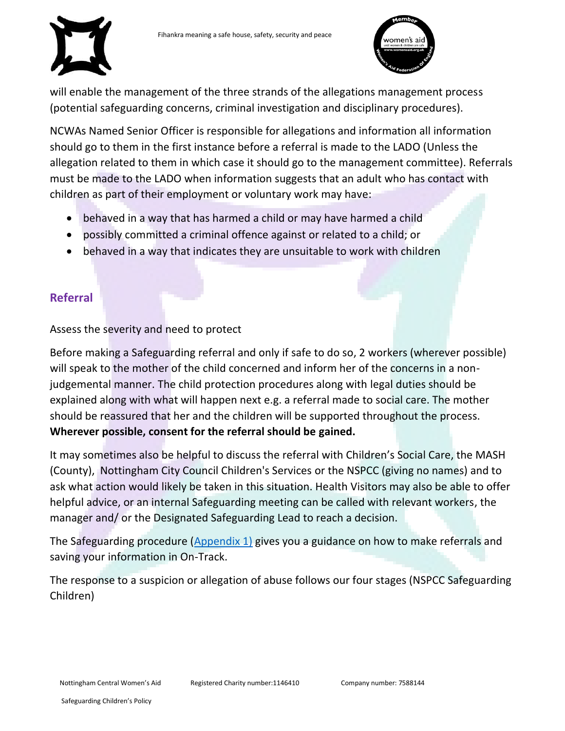will enable the management of the three strands of the allegations management process (potential safeguarding concerns, criminal investigation and disciplinary procedures).

NCWAs Named Senior Officer is responsible for allegations and information all information should go to them in the first instance before a referral is made to the LADO (Unless the allegation related to them in which case it should go to the management committee). Referrals must be made to the LADO when information suggests that an adult who has contact with children as part of their employment or voluntary work may have:

- behaved in a way that has harmed a child or may have harmed a child
- possibly committed a criminal offence against or related to a child; or
- behaved in a way that indicates they are unsuitable to work with children

## Referral

Assess the severity and need to protect

Before making a Safeguarding referral and only if safe to do so, 2 workers (wherever possible) will speak to the mother of the child concerned and inform her of the concerns in a non-judgemental manner. The child protection procedures along with legal duties should be explained along with what will happen next e.g. a referral made to social care. The mother should be reassured that her and the children will be supported throughout the process. **Wherever possible, consent for the referral should be gained.**

It may sometimes also be helpful to discuss the referral with Children's Social Care, the MASH (County), Nottingham City Council Children's Services or the NSPCC (giving no names) and to ask what action would likely be taken in this situation. Health Visitors may also be able to offer helpful advice, or an internal Safeguarding meeting can be called with relevant workers, the manager and/ or the Designated Safeguarding Lead to reach a decision.

The Safeguarding procedure (Appendix 1) gives you a guidance on how to make referrals and saving your information in On-Track.

The response to a suspicion or allegation of abuse follows our four stages (NSPCC Safeguarding Children)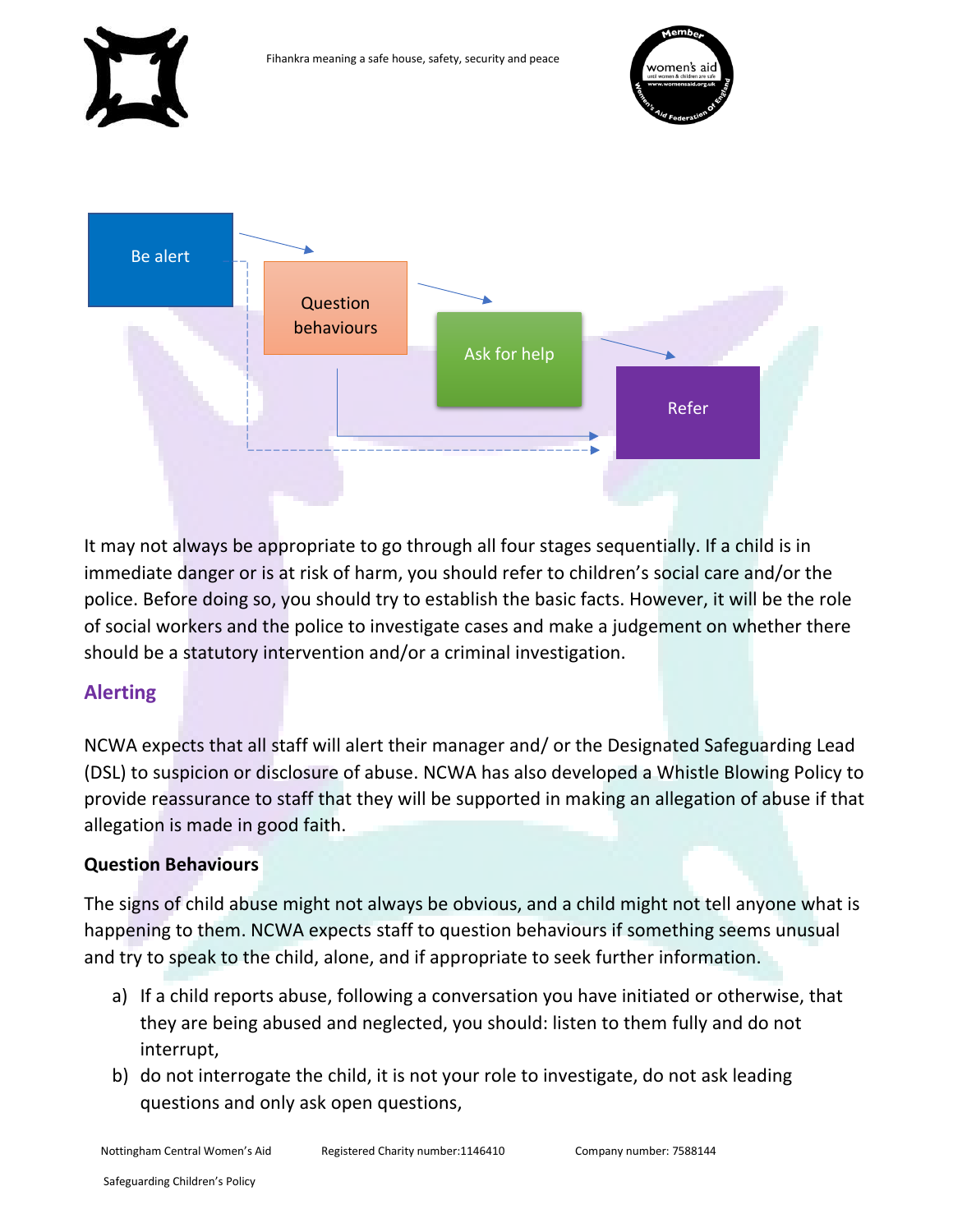Be alert → Question behaviours → Ask for help → Refer

It may not always be appropriate to go through all four stages sequentially. If a child is in immediate danger or is at risk of harm, you should refer to children's social care and/or the police. Before doing so, you should try to establish the basic facts. However, it will be the role of social workers and the police to investigate cases and make a judgement on whether there should be a statutory intervention and/or a criminal investigation.

## Alerting

NCWA expects that all staff will alert their manager and/ or the Designated Safeguarding Lead (DSL) to suspicion or disclosure of abuse. NCWA has also developed a Whistle Blowing Policy to provide reassurance to staff that they will be supported in making an allegation of abuse if that allegation is made in good faith.

**Question Behaviours**

The signs of child abuse might not always be obvious, and a child might not tell anyone what is happening to them. NCWA expects staff to question behaviours if something seems unusual and try to speak to the child, alone, and if appropriate to seek further information.

a) If a child reports abuse, following a conversation you have initiated or otherwise, that they are being abused and neglected, you should: listen to them fully and do not interrupt,
b) do not interrogate the child, it is not your role to investigate, do not ask leading questions and only ask open questions,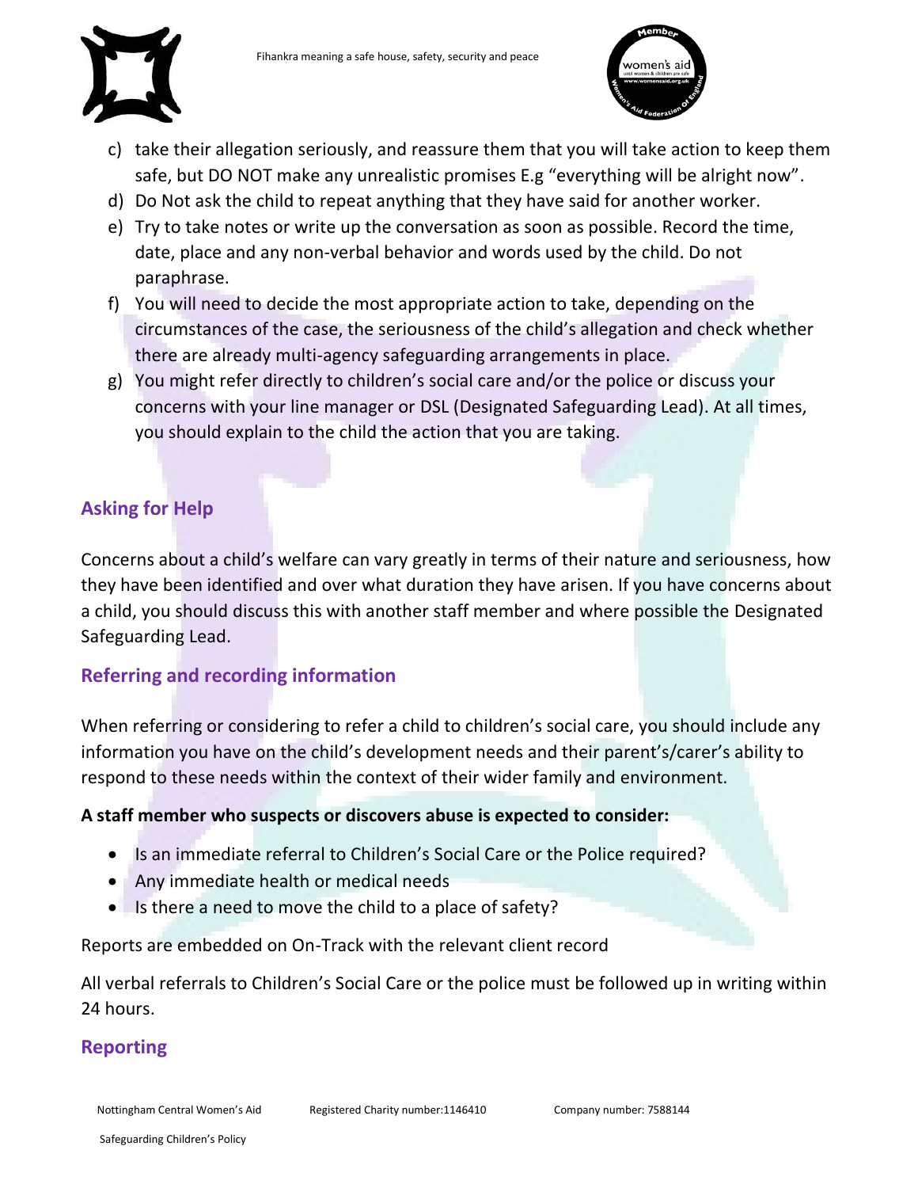c) take their allegation seriously, and reassure them that you will take action to keep them safe, but DO NOT make any unrealistic promises E.g "everything will be alright now".
d) Do Not ask the child to repeat anything that they have said for another worker.
e) Try to take notes or write up the conversation as soon as possible. Record the time, date, place and any non-verbal behavior and words used by the child. Do not paraphrase.
f) You will need to decide the most appropriate action to take, depending on the circumstances of the case, the seriousness of the child's allegation and check whether there are already multi-agency safeguarding arrangements in place.
g) You might refer directly to children's social care and/or the police or discuss your concerns with your line manager or DSL (Designated Safeguarding Lead). At all times, you should explain to the child the action that you are taking.

## Asking for Help

Concerns about a child's welfare can vary greatly in terms of their nature and seriousness, how they have been identified and over what duration they have arisen. If you have concerns about a child, you should discuss this with another staff member and where possible the Designated Safeguarding Lead.

## Referring and recording information

When referring or considering to refer a child to children's social care, you should include any information you have on the child's development needs and their parent's/carer's ability to respond to these needs within the context of their wider family and environment.

**A staff member who suspects or discovers abuse is expected to consider:**

- Is an immediate referral to Children's Social Care or the Police required?
- Any immediate health or medical needs
- Is there a need to move the child to a place of safety?

Reports are embedded on On-Track with the relevant client record

All verbal referrals to Children's Social Care or the police must be followed up in writing within 24 hours.

## Reporting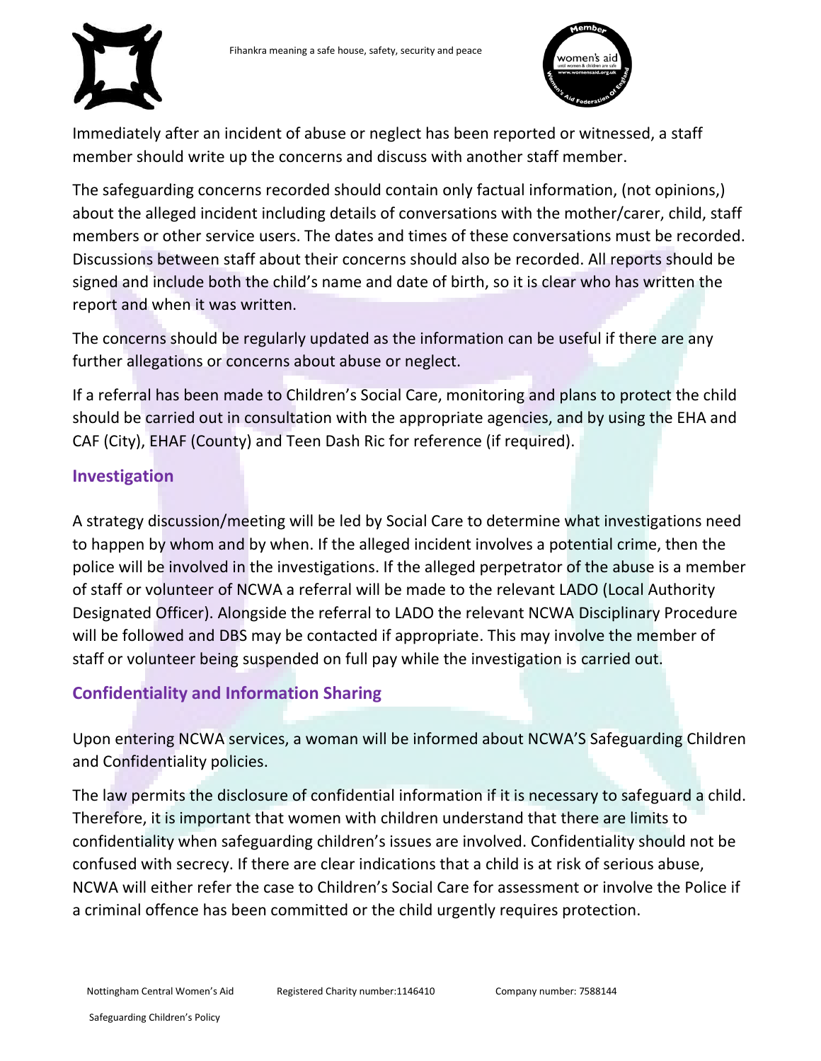Immediately after an incident of abuse or neglect has been reported or witnessed, a staff member should write up the concerns and discuss with another staff member.

The safeguarding concerns recorded should contain only factual information, (not opinions,) about the alleged incident including details of conversations with the mother/carer, child, staff members or other service users. The dates and times of these conversations must be recorded. Discussions between staff about their concerns should also be recorded. All reports should be signed and include both the child's name and date of birth, so it is clear who has written the report and when it was written.

The concerns should be regularly updated as the information can be useful if there are any further allegations or concerns about abuse or neglect.

If a referral has been made to Children's Social Care, monitoring and plans to protect the child should be carried out in consultation with the appropriate agencies, and by using the EHA and CAF (City), EHAF (County) and Teen Dash Ric for reference (if required).

## Investigation

A strategy discussion/meeting will be led by Social Care to determine what investigations need to happen by whom and by when. If the alleged incident involves a potential crime, then the police will be involved in the investigations. If the alleged perpetrator of the abuse is a member of staff or volunteer of NCWA a referral will be made to the relevant LADO (Local Authority Designated Officer). Alongside the referral to LADO the relevant NCWA Disciplinary Procedure will be followed and DBS may be contacted if appropriate. This may involve the member of staff or volunteer being suspended on full pay while the investigation is carried out.

## Confidentiality and Information Sharing

Upon entering NCWA services, a woman will be informed about NCWA'S Safeguarding Children and Confidentiality policies.

The law permits the disclosure of confidential information if it is necessary to safeguard a child. Therefore, it is important that women with children understand that there are limits to confidentiality when safeguarding children's issues are involved. Confidentiality should not be confused with secrecy. If there are clear indications that a child is at risk of serious abuse, NCWA will either refer the case to Children's Social Care for assessment or involve the Police if a criminal offence has been committed or the child urgently requires protection.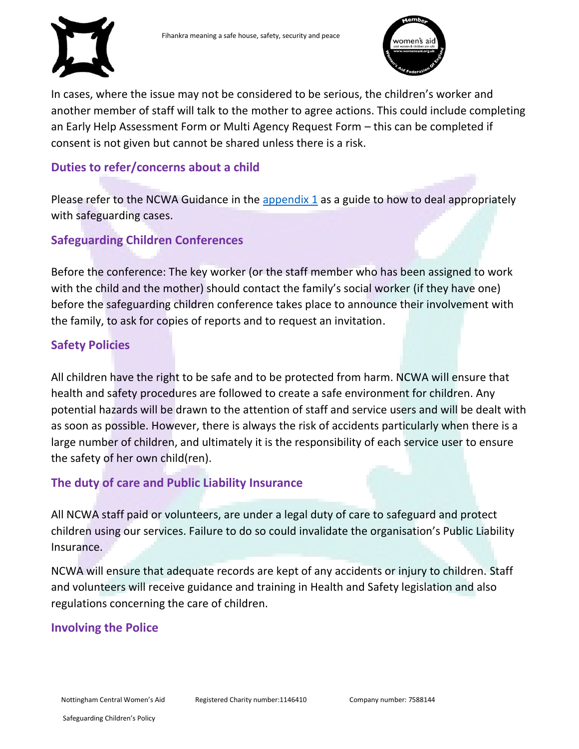In cases, where the issue may not be considered to be serious, the children's worker and another member of staff will talk to the mother to agree actions. This could include completing an Early Help Assessment Form or Multi Agency Request Form – this can be completed if consent is not given but cannot be shared unless there is a risk.

## Duties to refer/concerns about a child

Please refer to the NCWA Guidance in the appendix 1 as a guide to how to deal appropriately with safeguarding cases.

## Safeguarding Children Conferences

Before the conference: The key worker (or the staff member who has been assigned to work with the child and the mother) should contact the family's social worker (if they have one) before the safeguarding children conference takes place to announce their involvement with the family, to ask for copies of reports and to request an invitation.

## Safety Policies

All children have the right to be safe and to be protected from harm. NCWA will ensure that health and safety procedures are followed to create a safe environment for children. Any potential hazards will be drawn to the attention of staff and service users and will be dealt with as soon as possible. However, there is always the risk of accidents particularly when there is a large number of children, and ultimately it is the responsibility of each service user to ensure the safety of her own child(ren).

## The duty of care and Public Liability Insurance

All NCWA staff paid or volunteers, are under a legal duty of care to safeguard and protect children using our services. Failure to do so could invalidate the organisation's Public Liability Insurance.

NCWA will ensure that adequate records are kept of any accidents or injury to children. Staff and volunteers will receive guidance and training in Health and Safety legislation and also regulations concerning the care of children.

## Involving the Police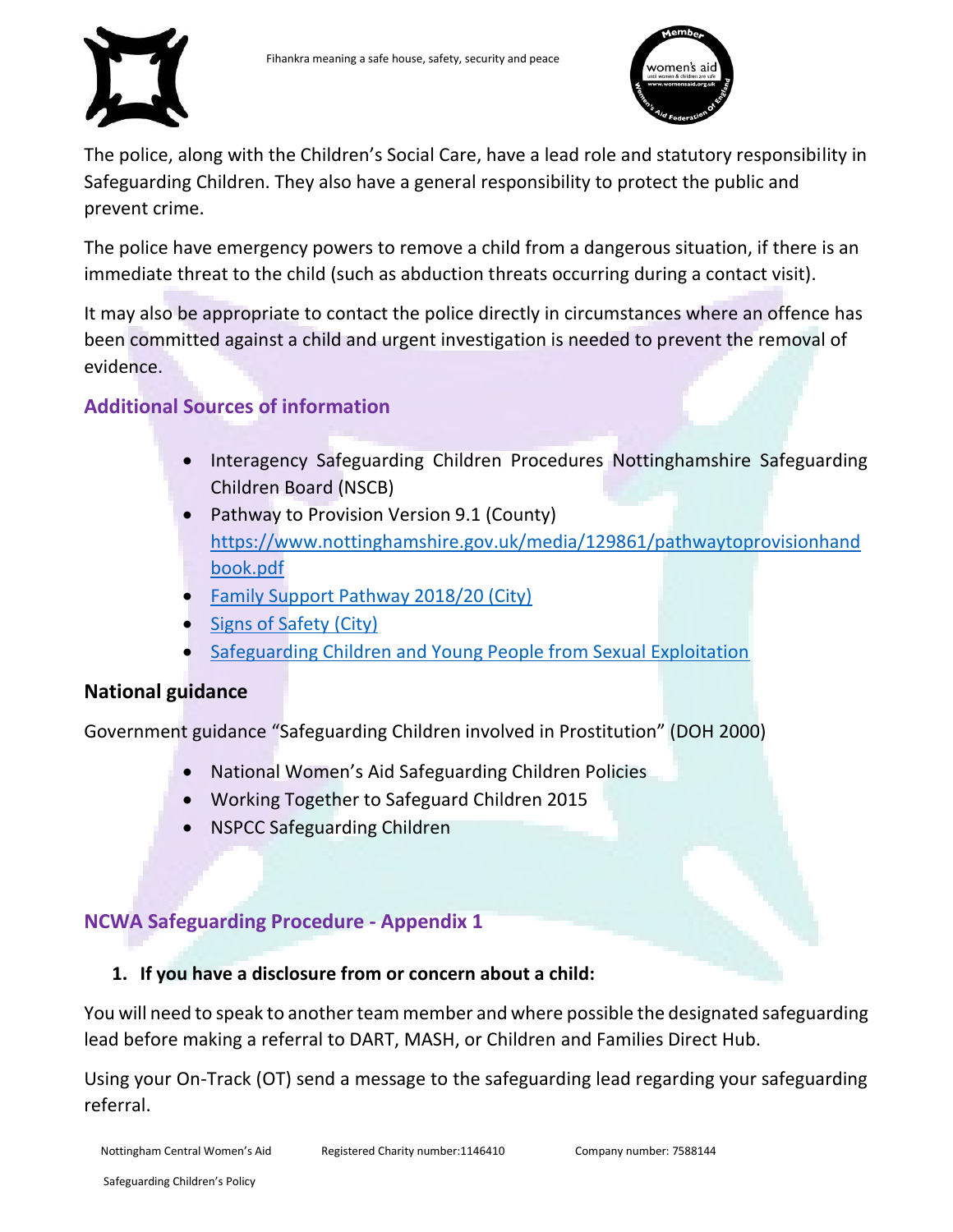The police, along with the Children's Social Care, have a lead role and statutory responsibility in Safeguarding Children. They also have a general responsibility to protect the public and prevent crime.

The police have emergency powers to remove a child from a dangerous situation, if there is an immediate threat to the child (such as abduction threats occurring during a contact visit).

It may also be appropriate to contact the police directly in circumstances where an offence has been committed against a child and urgent investigation is needed to prevent the removal of evidence.

## Additional Sources of information

- Interagency Safeguarding Children Procedures Nottinghamshire Safeguarding Children Board (NSCB)
- Pathway to Provision Version 9.1 (County) https://www.nottinghamshire.gov.uk/media/129861/pathwaytoprovisionhandbook.pdf
- Family Support Pathway 2018/20 (City)
- Signs of Safety (City)
- Safeguarding Children and Young People from Sexual Exploitation

## National guidance

Government guidance "Safeguarding Children involved in Prostitution" (DOH 2000)

- National Women's Aid Safeguarding Children Policies
- Working Together to Safeguard Children 2015
- NSPCC Safeguarding Children

## NCWA Safeguarding Procedure - Appendix 1

1. **If you have a disclosure from or concern about a child:**

You will need to speak to another team member and where possible the designated safeguarding lead before making a referral to DART, MASH, or Children and Families Direct Hub.

Using your On-Track (OT) send a message to the safeguarding lead regarding your safeguarding referral.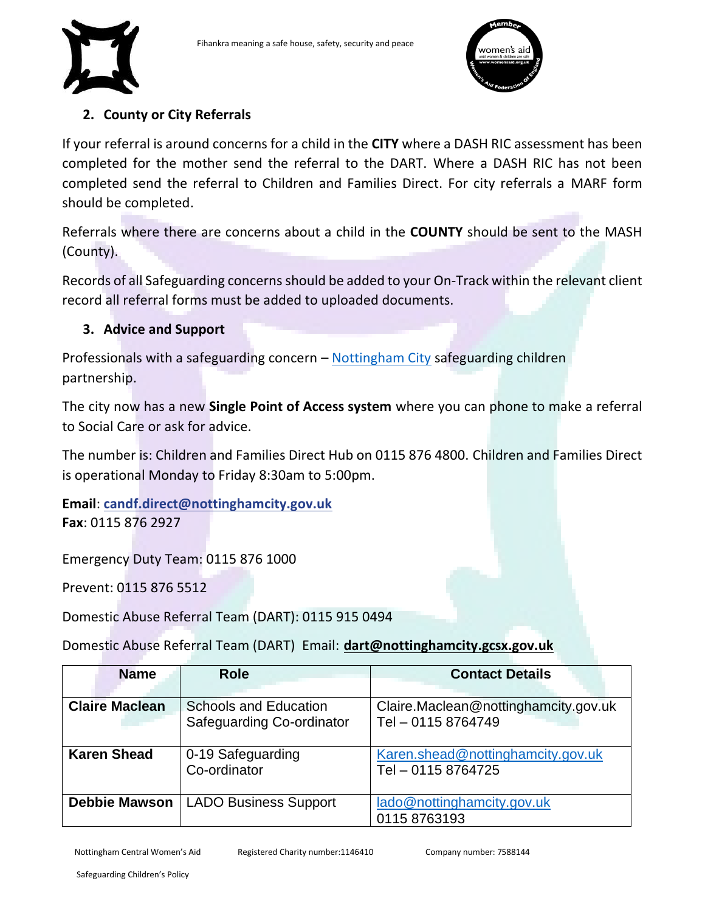## 2. County or City Referrals

If your referral is around concerns for a child in the **CITY** where a DASH RIC assessment has been completed for the mother send the referral to the DART. Where a DASH RIC has not been completed send the referral to Children and Families Direct. For city referrals a MARF form should be completed.

Referrals where there are concerns about a child in the **COUNTY** should be sent to the MASH (County).

Records of all Safeguarding concerns should be added to your On-Track within the relevant client record all referral forms must be added to uploaded documents.

## 3. Advice and Support

Professionals with a safeguarding concern – Nottingham City safeguarding children partnership.

The city now has a new **Single Point of Access system** where you can phone to make a referral to Social Care or ask for advice.

The number is: Children and Families Direct Hub on 0115 876 4800. Children and Families Direct is operational Monday to Friday 8:30am to 5:00pm.

**Email**: **candf.direct@nottinghamcity.gov.uk**
**Fax**: 0115 876 2927

Emergency Duty Team: 0115 876 1000

Prevent: 0115 876 5512

Domestic Abuse Referral Team (DART): 0115 915 0494

Domestic Abuse Referral Team (DART) Email: **dart@nottinghamcity.gcsx.gov.uk**

| Name | Role | Contact Details |
|---|---|---|
| **Claire Maclean** | Schools and Education Safeguarding Co-ordinator | Claire.Maclean@nottinghamcity.gov.uk Tel – 0115 8764749 |
| **Karen Shead** | 0-19 Safeguarding Co-ordinator | Karen.shead@nottinghamcity.gov.uk Tel – 0115 8764725 |
| **Debbie Mawson** | LADO Business Support | lado@nottinghamcity.gov.uk 0115 8763193 |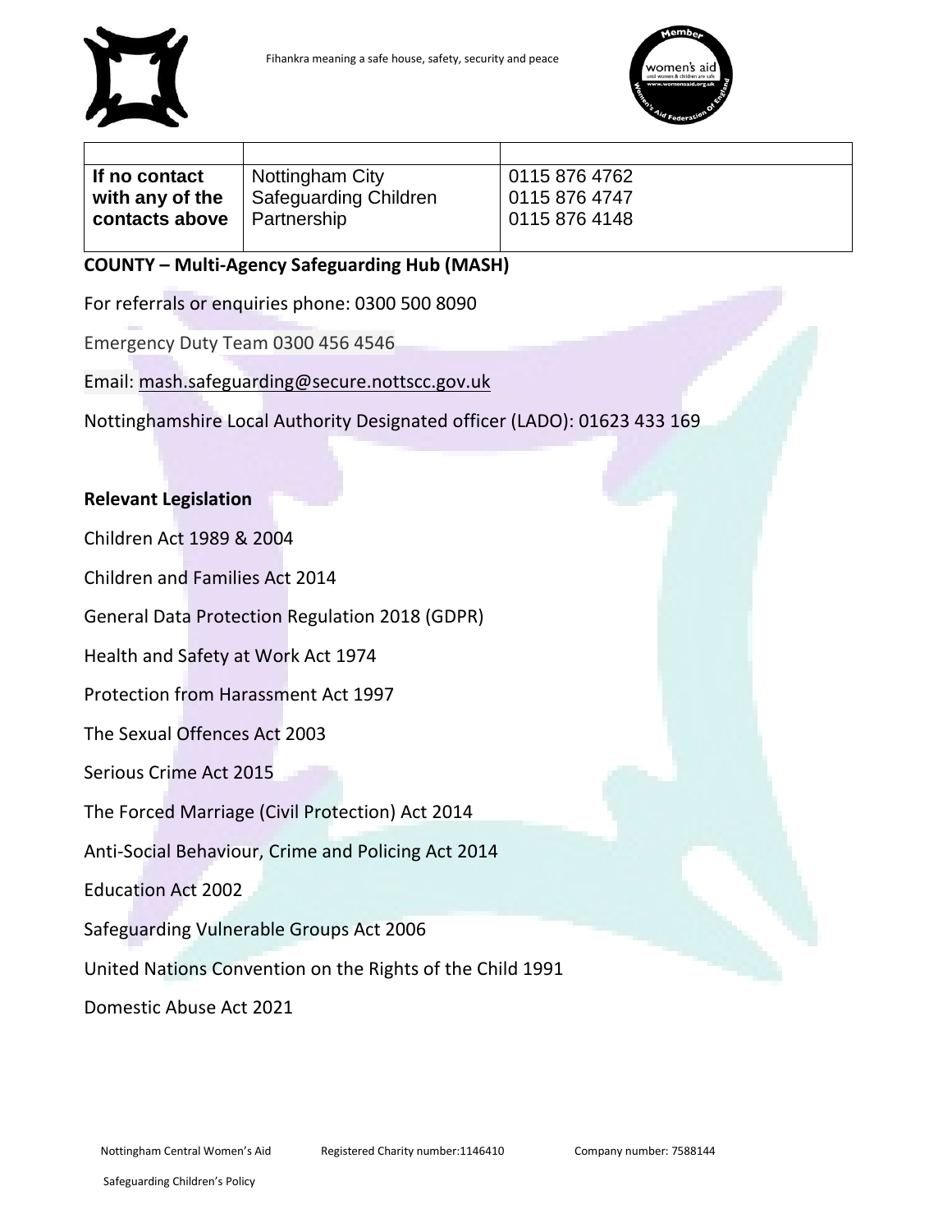| | | |
|---|---|---|
| | | |
| **If no contact with any of the contacts above** | Nottingham City Safeguarding Children Partnership | 0115 876 4762<br>0115 876 4747<br>0115 876 4148 |

**COUNTY – Multi-Agency Safeguarding Hub (MASH)**

For referrals or enquiries phone: 0300 500 8090

Emergency Duty Team 0300 456 4546

Email: mash.safeguarding@secure.nottscc.gov.uk

Nottinghamshire Local Authority Designated officer (LADO): 01623 433 169

**Relevant Legislation**

Children Act 1989 & 2004

Children and Families Act 2014

General Data Protection Regulation 2018 (GDPR)

Health and Safety at Work Act 1974

Protection from Harassment Act 1997

The Sexual Offences Act 2003

Serious Crime Act 2015

The Forced Marriage (Civil Protection) Act 2014

Anti-Social Behaviour, Crime and Policing Act 2014

Education Act 2002

Safeguarding Vulnerable Groups Act 2006

United Nations Convention on the Rights of the Child 1991

Domestic Abuse Act 2021